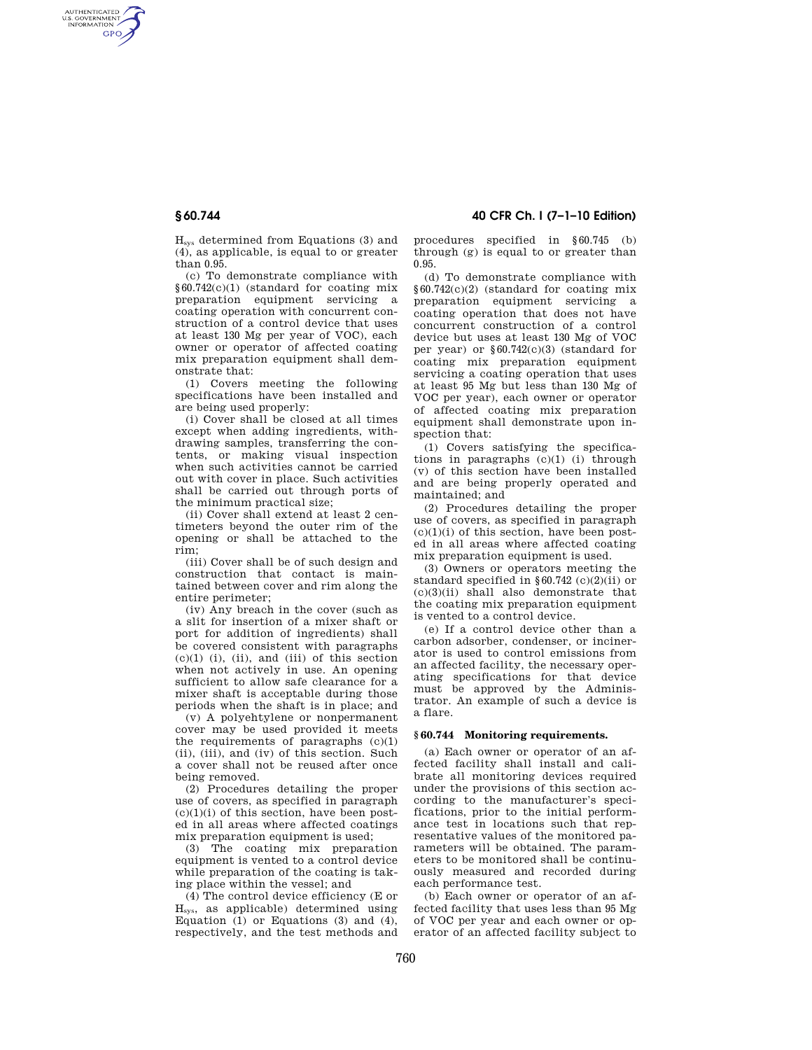$H_{sys}$ determined from Equations (3) and (4), as applicable, is equal to or greater than 0.95.

(c) To demonstrate compliance with §60.742(c)(1) (standard for coating mix preparation equipment servicing a coating operation with concurrent construction of a control device that uses at least 130 Mg per year of VOC), each owner or operator of affected coating mix preparation equipment shall demonstrate that:

(1) Covers meeting the following specifications have been installed and are being used properly:

(i) Cover shall be closed at all times except when adding ingredients, withdrawing samples, transferring the contents, or making visual inspection when such activities cannot be carried out with cover in place. Such activities shall be carried out through ports of the minimum practical size;

(ii) Cover shall extend at least 2 centimeters beyond the outer rim of the opening or shall be attached to the rim;

(iii) Cover shall be of such design and construction that contact is maintained between cover and rim along the entire perimeter;

(iv) Any breach in the cover (such as a slit for insertion of a mixer shaft or port for addition of ingredients) shall be covered consistent with paragraphs (c)(1) (i), (ii), and (iii) of this section when not actively in use. An opening sufficient to allow safe clearance for a mixer shaft is acceptable during those periods when the shaft is in place; and

(v) A polyehtylene or nonpermanent cover may be used provided it meets the requirements of paragraphs (c)(1) (ii), (iii), and (iv) of this section. Such a cover shall not be reused after once being removed.

(2) Procedures detailing the proper use of covers, as specified in paragraph (c)(1)(i) of this section, have been posted in all areas where affected coatings mix preparation equipment is used;

(3) The coating mix preparation equipment is vented to a control device while preparation of the coating is taking place within the vessel; and

(4) The control device efficiency (E or $H_{sys}$, as applicable) determined using Equation (1) or Equations (3) and (4), respectively, and the test methods and procedures specified in §60.745 (b) through (g) is equal to or greater than 0.95.

(d) To demonstrate compliance with §60.742(c)(2) (standard for coating mix preparation equipment servicing a coating operation that does not have concurrent construction of a control device but uses at least 130 Mg of VOC per year) or §60.742(c)(3) (standard for coating mix preparation equipment servicing a coating operation that uses at least 95 Mg but less than 130 Mg of VOC per year), each owner or operator of affected coating mix preparation equipment shall demonstrate upon inspection that:

(1) Covers satisfying the specifications in paragraphs (c)(1) (i) through (v) of this section have been installed and are being properly operated and maintained; and

(2) Procedures detailing the proper use of covers, as specified in paragraph (c)(1)(i) of this section, have been posted in all areas where affected coating mix preparation equipment is used.

(3) Owners or operators meeting the standard specified in §60.742 (c)(2)(ii) or (c)(3)(ii) shall also demonstrate that the coating mix preparation equipment is vented to a control device.

(e) If a control device other than a carbon adsorber, condenser, or incinerator is used to control emissions from an affected facility, the necessary operating specifications for that device must be approved by the Administrator. An example of such a device is a flare.

## §60.744 Monitoring requirements.

(a) Each owner or operator of an affected facility shall install and calibrate all monitoring devices required under the provisions of this section according to the manufacturer's specifications, prior to the initial performance test in locations such that representative values of the monitored parameters will be obtained. The parameters to be monitored shall be continuously measured and recorded during each performance test.

(b) Each owner or operator of an affected facility that uses less than 95 Mg of VOC per year and each owner or operator of an affected facility subject to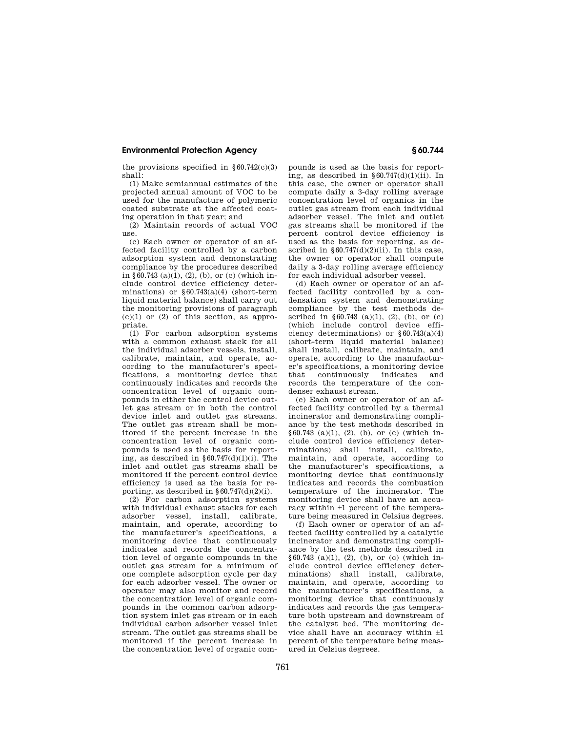the provisions specified in §60.742(c)(3) shall:

(1) Make semiannual estimates of the projected annual amount of VOC to be used for the manufacture of polymeric coated substrate at the affected coating operation in that year; and

(2) Maintain records of actual VOC use.

(c) Each owner or operator of an affected facility controlled by a carbon adsorption system and demonstrating compliance by the procedures described in §60.743 (a)(1), (2), (b), or (c) (which include control device efficiency determinations) or §60.743(a)(4) (short-term liquid material balance) shall carry out the monitoring provisions of paragraph (c)(1) or (2) of this section, as appropriate.

(1) For carbon adsorption systems with a common exhaust stack for all the individual adsorber vessels, install, calibrate, maintain, and operate, according to the manufacturer's specifications, a monitoring device that continuously indicates and records the concentration level of organic compounds in either the control device outlet gas stream or in both the control device inlet and outlet gas streams. The outlet gas stream shall be monitored if the percent increase in the concentration level of organic compounds is used as the basis for reporting, as described in §60.747(d)(1)(i). The inlet and outlet gas streams shall be monitored if the percent control device efficiency is used as the basis for reporting, as described in §60.747(d)(2)(i).

(2) For carbon adsorption systems with individual exhaust stacks for each adsorber vessel, install, calibrate, maintain, and operate, according to the manufacturer's specifications, a monitoring device that continuously indicates and records the concentration level of organic compounds in the outlet gas stream for a minimum of one complete adsorption cycle per day for each adsorber vessel. The owner or operator may also monitor and record the concentration level of organic compounds in the common carbon adsorption system inlet gas stream or in each individual carbon adsorber vessel inlet stream. The outlet gas streams shall be monitored if the percent increase in the concentration level of organic compounds is used as the basis for reporting, as described in §60.747(d)(1)(ii). In this case, the owner or operator shall compute daily a 3-day rolling average concentration level of organics in the outlet gas stream from each individual adsorber vessel. The inlet and outlet gas streams shall be monitored if the percent control device efficiency is used as the basis for reporting, as described in §60.747(d)(2)(ii). In this case, the owner or operator shall compute daily a 3-day rolling average efficiency for each individual adsorber vessel.

(d) Each owner or operator of an affected facility controlled by a condensation system and demonstrating compliance by the test methods described in §60.743 (a)(1), (2), (b), or (c) (which include control device efficiency determinations) or §60.743(a)(4) (short-term liquid material balance) shall install, calibrate, maintain, and operate, according to the manufacturer's specifications, a monitoring device that continuously indicates and records the temperature of the condenser exhaust stream.

(e) Each owner or operator of an affected facility controlled by a thermal incinerator and demonstrating compliance by the test methods described in §60.743 (a)(1), (2), (b), or (c) (which include control device efficiency determinations) shall install, calibrate, maintain, and operate, according to the manufacturer's specifications, a monitoring device that continuously indicates and records the combustion temperature of the incinerator. The monitoring device shall have an accuracy within ±1 percent of the temperature being measured in Celsius degrees.

(f) Each owner or operator of an affected facility controlled by a catalytic incinerator and demonstrating compliance by the test methods described in §60.743 (a)(1), (2), (b), or (c) (which include control device efficiency determinations) shall install, calibrate, maintain, and operate, according to the manufacturer's specifications, a monitoring device that continuously indicates and records the gas temperature both upstream and downstream of the catalyst bed. The monitoring device shall have an accuracy within ±1 percent of the temperature being measured in Celsius degrees.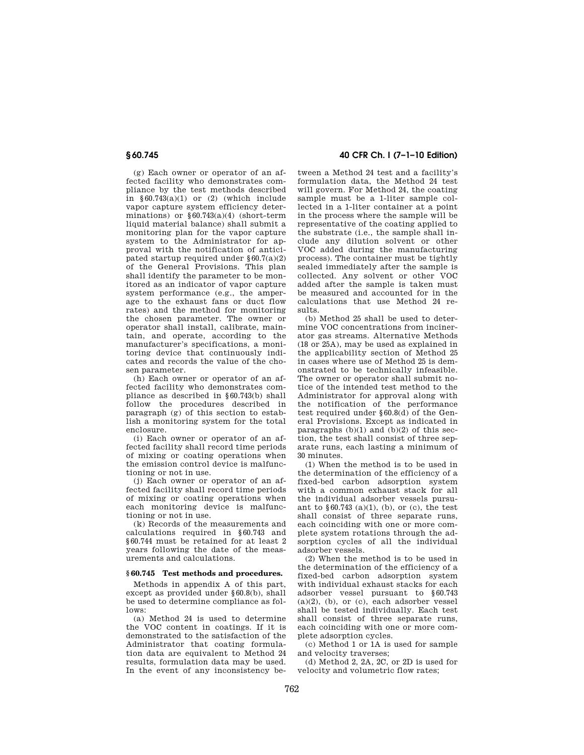(g) Each owner or operator of an affected facility who demonstrates compliance by the test methods described in §60.743(a)(1) or (2) (which include vapor capture system efficiency determinations) or §60.743(a)(4) (short-term liquid material balance) shall submit a monitoring plan for the vapor capture system to the Administrator for approval with the notification of anticipated startup required under §60.7(a)(2) of the General Provisions. This plan shall identify the parameter to be monitored as an indicator of vapor capture system performance (e.g., the amperage to the exhaust fans or duct flow rates) and the method for monitoring the chosen parameter. The owner or operator shall install, calibrate, maintain, and operate, according to the manufacturer's specifications, a monitoring device that continuously indicates and records the value of the chosen parameter.

(h) Each owner or operator of an affected facility who demonstrates compliance as described in §60.743(b) shall follow the procedures described in paragraph (g) of this section to establish a monitoring system for the total enclosure.

(i) Each owner or operator of an affected facility shall record time periods of mixing or coating operations when the emission control device is malfunctioning or not in use.

(j) Each owner or operator of an affected facility shall record time periods of mixing or coating operations when each monitoring device is malfunctioning or not in use.

(k) Records of the measurements and calculations required in §60.743 and §60.744 must be retained for at least 2 years following the date of the measurements and calculations.

## §60.745 Test methods and procedures.

Methods in appendix A of this part, except as provided under §60.8(b), shall be used to determine compliance as follows:

(a) Method 24 is used to determine the VOC content in coatings. If it is demonstrated to the satisfaction of the Administrator that coating formulation data are equivalent to Method 24 results, formulation data may be used. In the event of any inconsistency between a Method 24 test and a facility's formulation data, the Method 24 test will govern. For Method 24, the coating sample must be a 1-liter sample collected in a 1-liter container at a point in the process where the sample will be representative of the coating applied to the substrate (i.e., the sample shall include any dilution solvent or other VOC added during the manufacturing process). The container must be tightly sealed immediately after the sample is collected. Any solvent or other VOC added after the sample is taken must be measured and accounted for in the calculations that use Method 24 results.

(b) Method 25 shall be used to determine VOC concentrations from incinerator gas streams. Alternative Methods (18 or 25A), may be used as explained in the applicability section of Method 25 in cases where use of Method 25 is demonstrated to be technically infeasible. The owner or operator shall submit notice of the intended test method to the Administrator for approval along with the notification of the performance test required under §60.8(d) of the General Provisions. Except as indicated in paragraphs (b)(1) and (b)(2) of this section, the test shall consist of three separate runs, each lasting a minimum of 30 minutes.

(1) When the method is to be used in the determination of the efficiency of a fixed-bed carbon adsorption system with a common exhaust stack for all the individual adsorber vessels pursuant to §60.743 (a)(1), (b), or (c), the test shall consist of three separate runs, each coinciding with one or more complete system rotations through the adsorption cycles of all the individual adsorber vessels.

(2) When the method is to be used in the determination of the efficiency of a fixed-bed carbon adsorption system with individual exhaust stacks for each adsorber vessel pursuant to §60.743 (a)(2), (b), or (c), each adsorber vessel shall be tested individually. Each test shall consist of three separate runs, each coinciding with one or more complete adsorption cycles.

(c) Method 1 or 1A is used for sample and velocity traverses;

(d) Method 2, 2A, 2C, or 2D is used for velocity and volumetric flow rates;